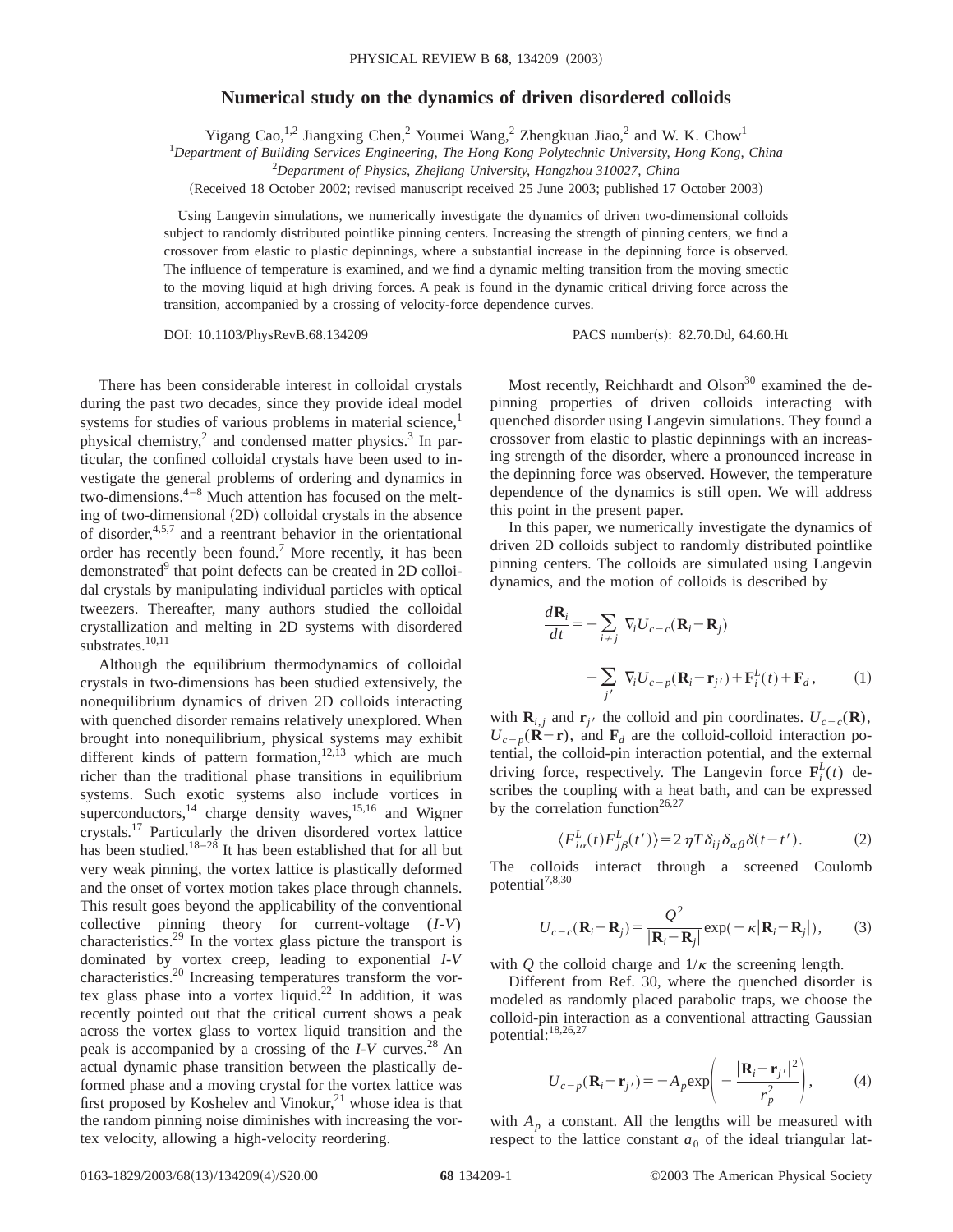# Numerical study on the dynamics of driven disordered colloids

Yigang Cao,[1,2] Jiangxing Chen,[2] Youmei Wang,[2] Zhengkuan Jiao,[2] and W. K. Chow[1]

[1]*Department of Building Services Engineering, The Hong Kong Polytechnic University, Hong Kong, China*

[2]*Department of Physics, Zhejiang University, Hangzhou 310027, China*

(Received 18 October 2002; revised manuscript received 25 June 2003; published 17 October 2003)

Using Langevin simulations, we numerically investigate the dynamics of driven two-dimensional colloids subject to randomly distributed pointlike pinning centers. Increasing the strength of pinning centers, we find a crossover from elastic to plastic depinnings, where a substantial increase in the depinning force is observed. The influence of temperature is examined, and we find a dynamic melting transition from the moving smectic to the moving liquid at high driving forces. A peak is found in the dynamic critical driving force across the transition, accompanied by a crossing of velocity-force dependence curves.

DOI: 10.1103/PhysRevB.68.134209 PACS number(s): 82.70.Dd, 64.60.Ht

There has been considerable interest in colloidal crystals during the past two decades, since they provide ideal model systems for studies of various problems in material science,[1] physical chemistry,[2] and condensed matter physics.[3] In particular, the confined colloidal crystals have been used to investigate the general problems of ordering and dynamics in two-dimensions.[4–8] Much attention has focused on the melting of two-dimensional (2D) colloidal crystals in the absence of disorder,[4,5,7] and a reentrant behavior in the orientational order has recently been found.[7] More recently, it has been demonstrated[9] that point defects can be created in 2D colloidal crystals by manipulating individual particles with optical tweezers. Thereafter, many authors studied the colloidal crystallization and melting in 2D systems with disordered substrates.[10,11]

Although the equilibrium thermodynamics of colloidal crystals in two-dimensions has been studied extensively, the nonequilibrium dynamics of driven 2D colloids interacting with quenched disorder remains relatively unexplored. When brought into nonequilibrium, physical systems may exhibit different kinds of pattern formation,[12,13] which are much richer than the traditional phase transitions in equilibrium systems. Such exotic systems also include vortices in superconductors,[14] charge density waves,[15,16] and Wigner crystals.[17] Particularly the driven disordered vortex lattice has been studied.[18–28] It has been established that for all but very weak pinning, the vortex lattice is plastically deformed and the onset of vortex motion takes place through channels. This result goes beyond the applicability of the conventional collective pinning theory for current-voltage ($I$-$V$) characteristics.[29] In the vortex glass picture the transport is dominated by vortex creep, leading to exponential $I$-$V$ characteristics.[20] Increasing temperatures transform the vortex glass phase into a vortex liquid.[22] In addition, it was recently pointed out that the critical current shows a peak across the vortex glass to vortex liquid transition and the peak is accompanied by a crossing of the $I$-$V$ curves.[28] An actual dynamic phase transition between the plastically deformed phase and a moving crystal for the vortex lattice was first proposed by Koshelev and Vinokur,[21] whose idea is that the random pinning noise diminishes with increasing the vortex velocity, allowing a high-velocity reordering.

Most recently, Reichhardt and Olson[30] examined the depinning properties of driven colloids interacting with quenched disorder using Langevin simulations. They found a crossover from elastic to plastic depinnings with an increasing strength of the disorder, where a pronounced increase in the depinning force was observed. However, the temperature dependence of the dynamics is still open. We will address this point in the present paper.

In this paper, we numerically investigate the dynamics of driven 2D colloids subject to randomly distributed pointlike pinning centers. The colloids are simulated using Langevin dynamics, and the motion of colloids is described by

$$\frac{d\mathbf{R}_i}{dt} = -\sum_{i\neq j} \nabla_i U_{c-c}(\mathbf{R}_i - \mathbf{R}_j) - \sum_{j'} \nabla_i U_{c-p}(\mathbf{R}_i - \mathbf{r}_{j'}) + \mathbf{F}_i^L(t) + \mathbf{F}_d, \tag{1}$$

with $\mathbf{R}_{i,j}$ and $\mathbf{r}_{j'}$ the colloid and pin coordinates. $U_{c-c}(\mathbf{R})$, $U_{c-p}(\mathbf{R}-\mathbf{r})$, and $\mathbf{F}_d$ are the colloid-colloid interaction potential, the colloid-pin interaction potential, and the external driving force, respectively. The Langevin force $\mathbf{F}_i^L(t)$ describes the coupling with a heat bath, and can be expressed by the correlation function[26,27]

$$\langle F_{i\alpha}^L(t) F_{j\beta}^L(t') \rangle = 2\eta T \delta_{ij} \delta_{\alpha\beta} \delta(t-t'). \tag{2}$$

The colloids interact through a screened Coulomb potential[7,8,30]

$$U_{c-c}(\mathbf{R}_i - \mathbf{R}_j) = \frac{Q^2}{|\mathbf{R}_i - \mathbf{R}_j|} \exp(-\kappa |\mathbf{R}_i - \mathbf{R}_j|), \tag{3}$$

with $Q$ the colloid charge and $1/\kappa$ the screening length.

Different from Ref. 30, where the quenched disorder is modeled as randomly placed parabolic traps, we choose the colloid-pin interaction as a conventional attracting Gaussian potential:[18,26,27]

$$U_{c-p}(\mathbf{R}_i - \mathbf{r}_{j'}) = -A_p \exp\left( -\frac{|\mathbf{R}_i - \mathbf{r}_{j'}|^2}{r_p^2} \right), \tag{4}$$

with $A_p$ a constant. All the lengths will be measured with respect to the lattice constant $a_0$ of the ideal triangular lat-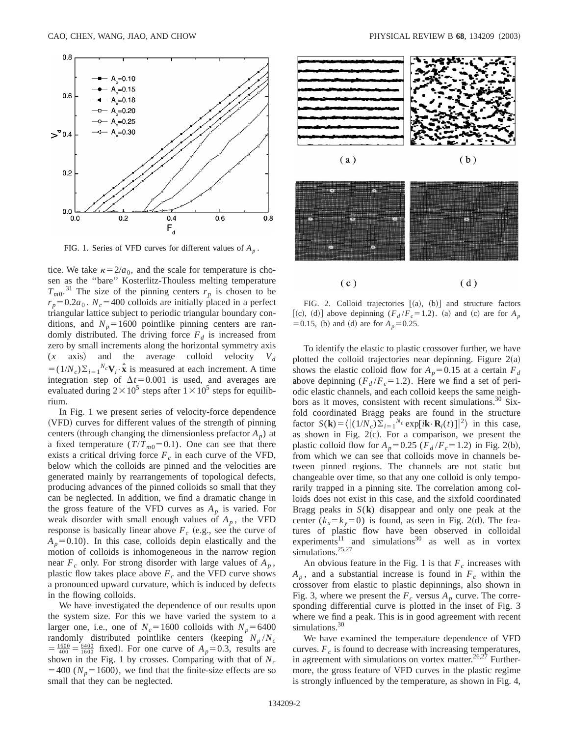FIG. 1. Series of VFD curves for different values of $A_p$.

tice. We take $\kappa=2/a_0$, and the scale for temperature is chosen as the "bare" Kosterlitz-Thouless melting temperature $T_{m0}$.[31] The size of the pinning centers $r_p$ is chosen to be $r_p=0.2a_0$. $N_c=400$ colloids are initially placed in a perfect triangular lattice subject to periodic triangular boundary conditions, and $N_p=1600$ pointlike pinning centers are randomly distributed. The driving force $F_d$ is increased from zero by small increments along the horizontal symmetry axis ($x$ axis) and the average colloid velocity $V_d=(1/N_c)\Sigma_{i=1}^{N_c}\mathbf{V}_i\cdot\hat{\mathbf{x}}$ is measured at each increment. A time integration step of $\Delta t=0.001$ is used, and averages are evaluated during $2\times10^5$ steps after $1\times10^5$ steps for equilibrium.

In Fig. 1 we present series of velocity-force dependence (VFD) curves for different values of the strength of pinning centers (through changing the dimensionless prefactor $A_p$) at a fixed temperature ($T/T_{m0}=0.1$). One can see that there exists a critical driving force $F_c$ in each curve of the VFD, below which the colloids are pinned and the velocities are generated mainly by rearrangements of topological defects, producing advances of the pinned colloids so small that they can be neglected. In addition, we find a dramatic change in the gross feature of the VFD curves as $A_p$ is varied. For weak disorder with small enough values of $A_p$, the VFD response is basically linear above $F_c$ (e.g., see the curve of $A_p=0.10$). In this case, colloids depin elastically and the motion of colloids is inhomogeneous in the narrow region near $F_c$ only. For strong disorder with large values of $A_p$, plastic flow takes place above $F_c$ and the VFD curve shows a pronounced upward curvature, which is induced by defects in the flowing colloids.

We have investigated the dependence of our results upon the system size. For this we have varied the system to a larger one, i.e., one of $N_c=1600$ colloids with $N_p=6400$ randomly distributed pointlike centers (keeping $N_p/N_c=\frac{1600}{400}=\frac{6400}{1600}$ fixed). For one curve of $A_p=0.3$, results are shown in the Fig. 1 by crosses. Comparing with that of $N_c=400$ ($N_p=1600$), we find that the finite-size effects are so small that they can be neglected.

FIG. 2. Colloid trajectories [(a), (b)] and structure factors [(c), (d)] above depinning ($F_d/F_c=1.2$). (a) and (c) are for $A_p=0.15$, (b) and (d) are for $A_p=0.25$.

To identify the elastic to plastic crossover further, we have plotted the colloid trajectories near depinning. Figure 2(a) shows the elastic colloid flow for $A_p=0.15$ at a certain $F_d$ above depinning ($F_d/F_c=1.2$). Here we find a set of periodic elastic channels, and each colloid keeps the same neighbors as it moves, consistent with recent simulations.[30] Sixfold coordinated Bragg peaks are found in the structure factor $S(\mathbf{k})=\langle|(1/N_c)\Sigma_{i=1}^{N_c}\exp[i\mathbf{k}\cdot\mathbf{R}_i(t)]|^2\rangle$ in this case, as shown in Fig. 2(c). For a comparison, we present the plastic colloid flow for $A_p=0.25$ ($F_d/F_c=1.2$) in Fig. 2(b), from which we can see that colloids move in channels between pinned regions. The channels are not static but changeable over time, so that any one colloid is only temporarily trapped in a pinning site. The correlation among colloids does not exist in this case, and the sixfold coordinated Bragg peaks in $S(\mathbf{k})$ disappear and only one peak at the center ($k_x=k_y=0$) is found, as seen in Fig. 2(d). The features of plastic flow have been observed in colloidal experiments[11] and simulations[30] as well as in vortex simulations.[25,27]

An obvious feature in the Fig. 1 is that $F_c$ increases with $A_p$, and a substantial increase is found in $F_c$ within the crossover from elastic to plastic depinnings, also shown in Fig. 3, where we present the $F_c$ versus $A_p$ curve. The corresponding differential curve is plotted in the inset of Fig. 3 where we find a peak. This is in good agreement with recent simulations.[30]

We have examined the temperature dependence of VFD curves. $F_c$ is found to decrease with increasing temperatures, in agreement with simulations on vortex matter.[26,27] Furthermore, the gross feature of VFD curves in the plastic regime is strongly influenced by the temperature, as shown in Fig. 4,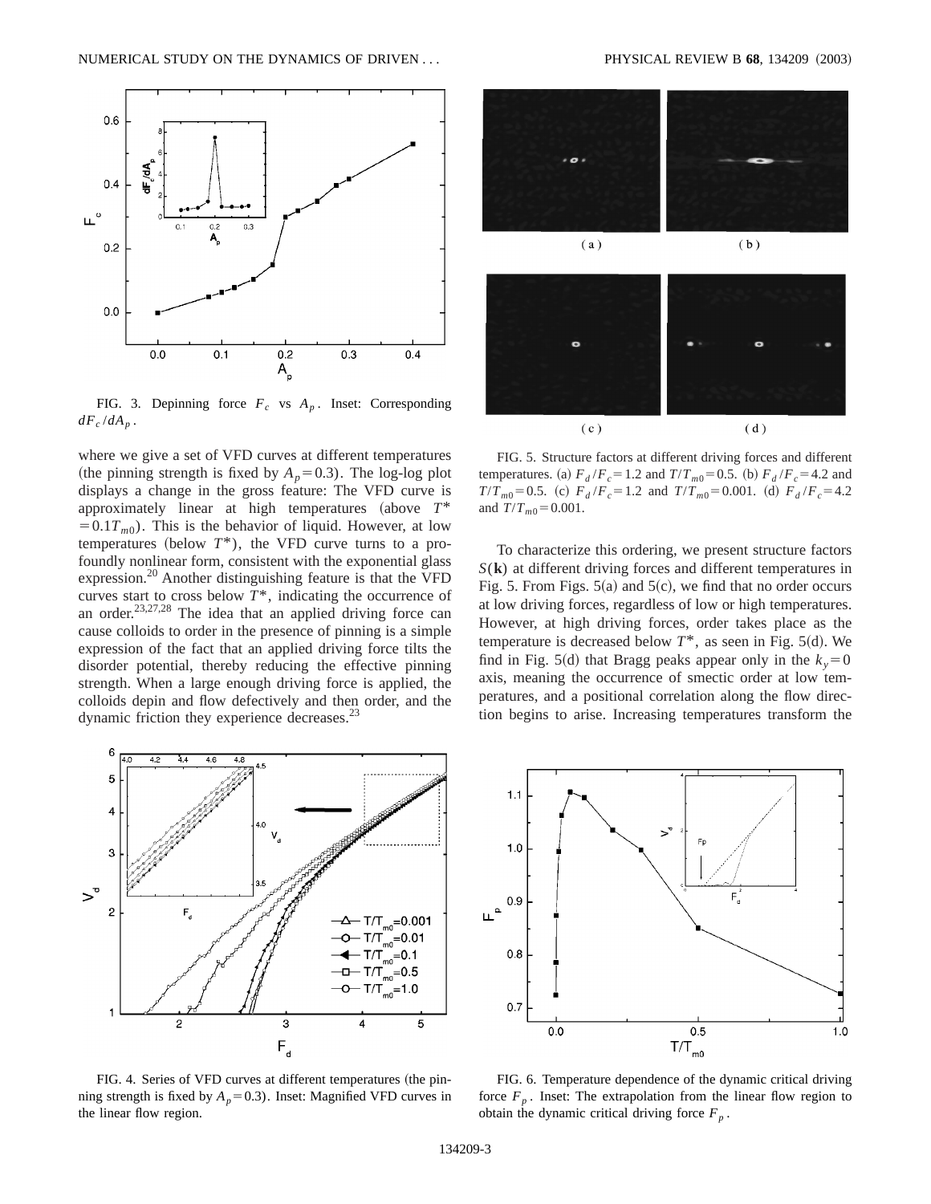FIG. 3. Depinning force $F_c$ vs $A_p$. Inset: Corresponding $dF_c/dA_p$.

where we give a set of VFD curves at different temperatures (the pinning strength is fixed by $A_p = 0.3$). The log-log plot displays a change in the gross feature: The VFD curve is approximately linear at high temperatures (above $T^* = 0.1T_{m0}$). This is the behavior of liquid. However, at low temperatures (below $T^*$), the VFD curve turns to a profoundly nonlinear form, consistent with the exponential glass expression.[20] Another distinguishing feature is that the VFD curves start to cross below $T^*$, indicating the occurrence of an order.[23,27,28] The idea that an applied driving force can cause colloids to order in the presence of pinning is a simple expression of the fact that an applied driving force tilts the disorder potential, thereby reducing the effective pinning strength. When a large enough driving force is applied, the colloids depin and flow defectively and then order, and the dynamic friction they experience decreases.[23]

FIG. 5. Structure factors at different driving forces and different temperatures. (a) $F_d/F_c = 1.2$ and $T/T_{m0} = 0.5$. (b) $F_d/F_c = 4.2$ and $T/T_{m0} = 0.5$. (c) $F_d/F_c = 1.2$ and $T/T_{m0} = 0.001$. (d) $F_d/F_c = 4.2$ and $T/T_{m0} = 0.001$.

To characterize this ordering, we present structure factors $S(\mathbf{k})$ at different driving forces and different temperatures in Fig. 5. From Figs. 5(a) and 5(c), we find that no order occurs at low driving forces, regardless of low or high temperatures. However, at high driving forces, order takes place as the temperature is decreased below $T^*$, as seen in Fig. 5(d). We find in Fig. 5(d) that Bragg peaks appear only in the $k_y = 0$ axis, meaning the occurrence of smectic order at low temperatures, and a positional correlation along the flow direction begins to arise. Increasing temperatures transform the

FIG. 4. Series of VFD curves at different temperatures (the pinning strength is fixed by $A_p = 0.3$). Inset: Magnified VFD curves in the linear flow region.

FIG. 6. Temperature dependence of the dynamic critical driving force $F_p$. Inset: The extrapolation from the linear flow region to obtain the dynamic critical driving force $F_p$.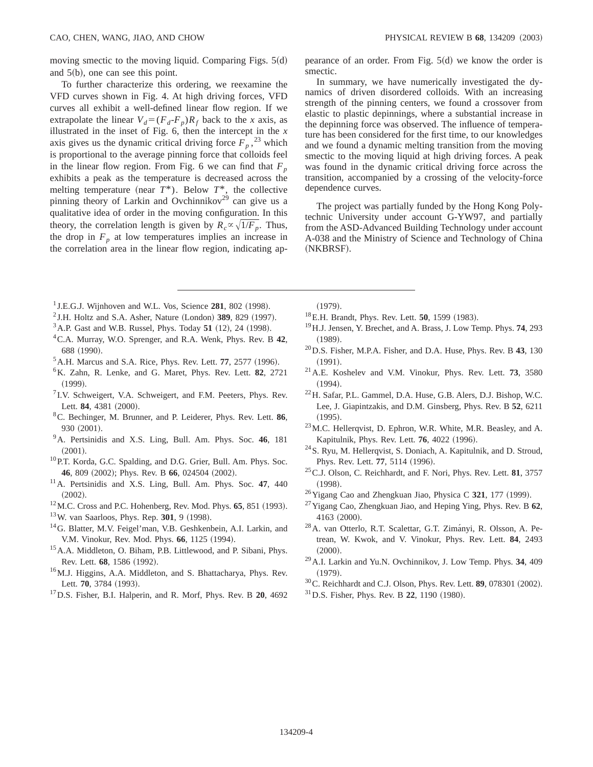moving smectic to the moving liquid. Comparing Figs. 5(d) and 5(b), one can see this point.

To further characterize this ordering, we reexamine the VFD curves shown in Fig. 4. At high driving forces, VFD curves all exhibit a well-defined linear flow region. If we extrapolate the linear $V_d = (F_d - F_p) R_f$ back to the $x$ axis, as illustrated in the inset of Fig. 6, then the intercept in the $x$ axis gives us the dynamic critical driving force $F_p$,[23] which is proportional to the average pinning force that colloids feel in the linear flow region. From Fig. 6 we can find that $F_p$ exhibits a peak as the temperature is decreased across the melting temperature (near $T^*$). Below $T^*$, the collective pinning theory of Larkin and Ovchinnikov[29] can give us a qualitative idea of order in the moving configuration. In this theory, the correlation length is given by $R_c \propto \sqrt{1/F_p}$. Thus, the drop in $F_p$ at low temperatures implies an increase in the correlation area in the linear flow region, indicating appearance of an order. From Fig. 5(d) we know the order is smectic.

In summary, we have numerically investigated the dynamics of driven disordered colloids. With an increasing strength of the pinning centers, we found a crossover from elastic to plastic depinnings, where a substantial increase in the depinning force was observed. The influence of temperature has been considered for the first time, to our knowledges and we found a dynamic melting transition from the moving smectic to the moving liquid at high driving forces. A peak was found in the dynamic critical driving force across the transition, accompanied by a crossing of the velocity-force dependence curves.

The project was partially funded by the Hong Kong Polytechnic University under account G-YW97, and partially from the ASD-Advanced Building Technology under account A-038 and the Ministry of Science and Technology of China (NKBRSF).

---

[1] J.E.G.J. Wijnhoven and W.L. Vos, Science **281**, 802 (1998).
[2] J.H. Holtz and S.A. Asher, Nature (London) **389**, 829 (1997).
[3] A.P. Gast and W.B. Russel, Phys. Today **51** (12), 24 (1998).
[4] C.A. Murray, W.O. Sprenger, and R.A. Wenk, Phys. Rev. B **42**, 688 (1990).
[5] A.H. Marcus and S.A. Rice, Phys. Rev. Lett. **77**, 2577 (1996).
[6] K. Zahn, R. Lenke, and G. Maret, Phys. Rev. Lett. **82**, 2721 (1999).
[7] I.V. Schweigert, V.A. Schweigert, and F.M. Peeters, Phys. Rev. Lett. **84**, 4381 (2000).
[8] C. Bechinger, M. Brunner, and P. Leiderer, Phys. Rev. Lett. **86**, 930 (2001).
[9] A. Pertsinidis and X.S. Ling, Bull. Am. Phys. Soc. **46**, 181 (2001).
[10] P.T. Korda, G.C. Spalding, and D.G. Grier, Bull. Am. Phys. Soc. **46**, 809 (2002); Phys. Rev. B **66**, 024504 (2002).
[11] A. Pertsinidis and X.S. Ling, Bull. Am. Phys. Soc. **47**, 440 (2002).
[12] M.C. Cross and P.C. Hohenberg, Rev. Mod. Phys. **65**, 851 (1993).
[13] W. van Saarloos, Phys. Rep. **301**, 9 (1998).
[14] G. Blatter, M.V. Feigel'man, V.B. Geshkenbein, A.I. Larkin, and V.M. Vinokur, Rev. Mod. Phys. **66**, 1125 (1994).
[15] A.A. Middleton, O. Biham, P.B. Littlewood, and P. Sibani, Phys. Rev. Lett. **68**, 1586 (1992).
[16] M.J. Higgins, A.A. Middleton, and S. Bhattacharya, Phys. Rev. Lett. **70**, 3784 (1993).
[17] D.S. Fisher, B.I. Halperin, and R. Morf, Phys. Rev. B **20**, 4692 (1979).
[18] E.H. Brandt, Phys. Rev. Lett. **50**, 1599 (1983).
[19] H.J. Jensen, Y. Brechet, and A. Brass, J. Low Temp. Phys. **74**, 293 (1989).
[20] D.S. Fisher, M.P.A. Fisher, and D.A. Huse, Phys. Rev. B **43**, 130 (1991).
[21] A.E. Koshelev and V.M. Vinokur, Phys. Rev. Lett. **73**, 3580 (1994).
[22] H. Safar, P.L. Gammel, D.A. Huse, G.B. Alers, D.J. Bishop, W.C. Lee, J. Giapintzakis, and D.M. Ginsberg, Phys. Rev. B **52**, 6211 (1995).
[23] M.C. Hellerqvist, D. Ephron, W.R. White, M.R. Beasley, and A. Kapitulnik, Phys. Rev. Lett. **76**, 4022 (1996).
[24] S. Ryu, M. Hellerqvist, S. Doniach, A. Kapitulnik, and D. Stroud, Phys. Rev. Lett. **77**, 5114 (1996).
[25] C.J. Olson, C. Reichhardt, and F. Nori, Phys. Rev. Lett. **81**, 3757 (1998).
[26] Yigang Cao and Zhengkuan Jiao, Physica C **321**, 177 (1999).
[27] Yigang Cao, Zhengkuan Jiao, and Heping Ying, Phys. Rev. B **62**, 4163 (2000).
[28] A. van Otterlo, R.T. Scalettar, G.T. Zimányi, R. Olsson, A. Petrean, W. Kwok, and V. Vinokur, Phys. Rev. Lett. **84**, 2493 (2000).
[29] A.I. Larkin and Yu.N. Ovchinnikov, J. Low Temp. Phys. **34**, 409 (1979).
[30] C. Reichhardt and C.J. Olson, Phys. Rev. Lett. **89**, 078301 (2002).
[31] D.S. Fisher, Phys. Rev. B **22**, 1190 (1980).